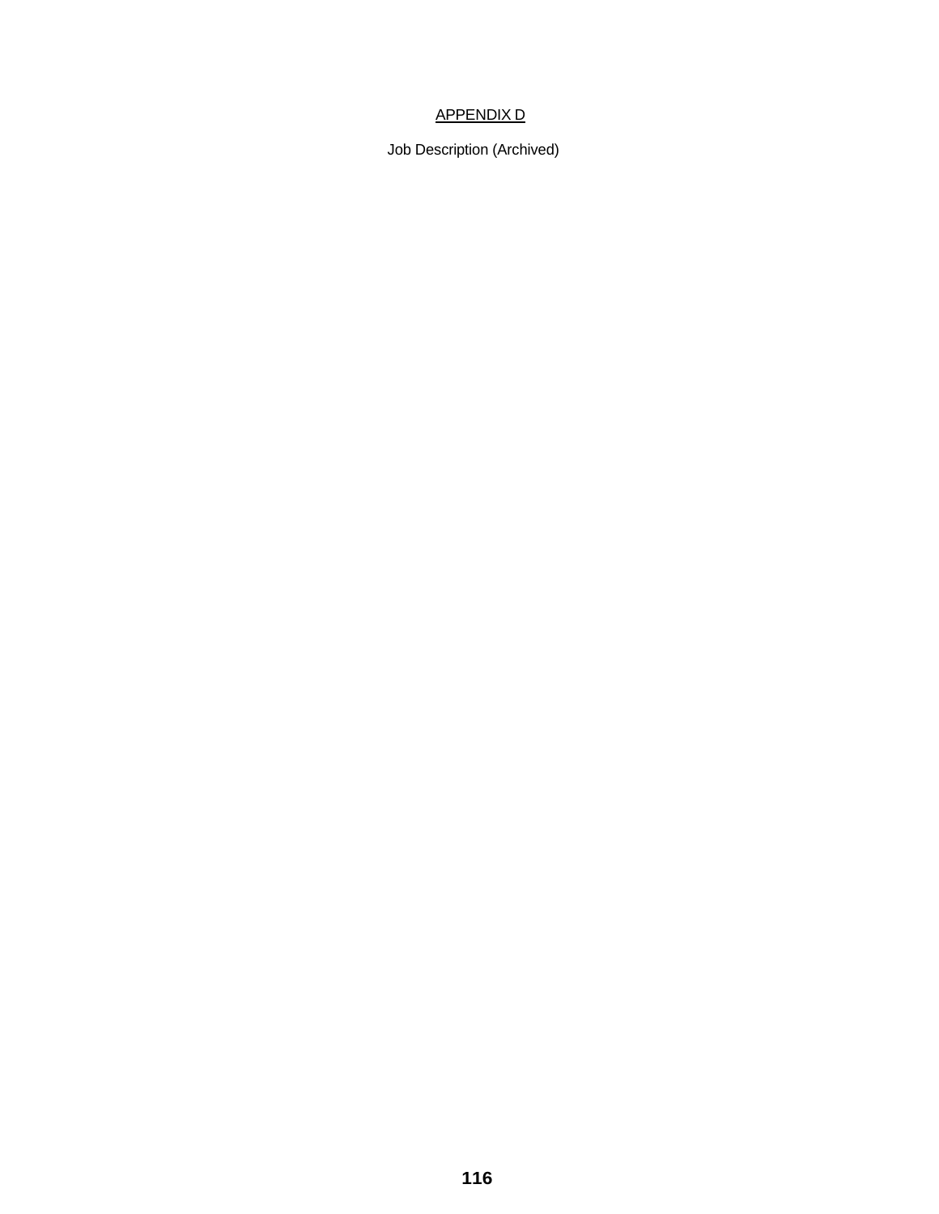<u>APPENDIX D</u>

Job Description (Archived)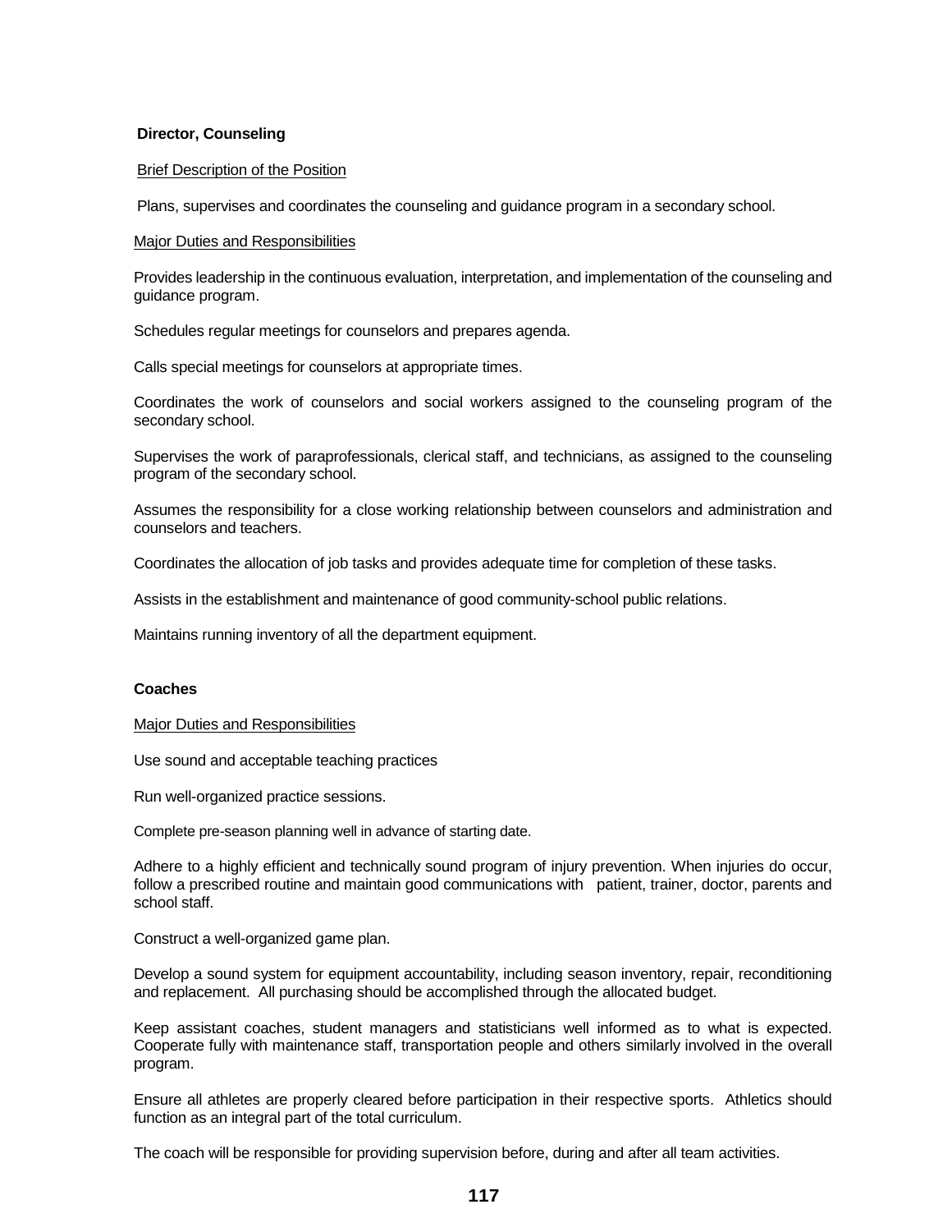**Director, Counseling**

Brief Description of the Position

Plans, supervises and coordinates the counseling and guidance program in a secondary school.

Major Duties and Responsibilities

Provides leadership in the continuous evaluation, interpretation, and implementation of the counseling and guidance program.

Schedules regular meetings for counselors and prepares agenda.

Calls special meetings for counselors at appropriate times.

Coordinates the work of counselors and social workers assigned to the counseling program of the secondary school.

Supervises the work of paraprofessionals, clerical staff, and technicians, as assigned to the counseling program of the secondary school.

Assumes the responsibility for a close working relationship between counselors and administration and counselors and teachers.

Coordinates the allocation of job tasks and provides adequate time for completion of these tasks.

Assists in the establishment and maintenance of good community-school public relations.

Maintains running inventory of all the department equipment.

**Coaches**

Major Duties and Responsibilities

Use sound and acceptable teaching practices

Run well-organized practice sessions.

Complete pre-season planning well in advance of starting date.

Adhere to a highly efficient and technically sound program of injury prevention. When injuries do occur, follow a prescribed routine and maintain good communications with patient, trainer, doctor, parents and school staff.

Construct a well-organized game plan.

Develop a sound system for equipment accountability, including season inventory, repair, reconditioning and replacement. All purchasing should be accomplished through the allocated budget.

Keep assistant coaches, student managers and statisticians well informed as to what is expected. Cooperate fully with maintenance staff, transportation people and others similarly involved in the overall program.

Ensure all athletes are properly cleared before participation in their respective sports. Athletics should function as an integral part of the total curriculum.

The coach will be responsible for providing supervision before, during and after all team activities.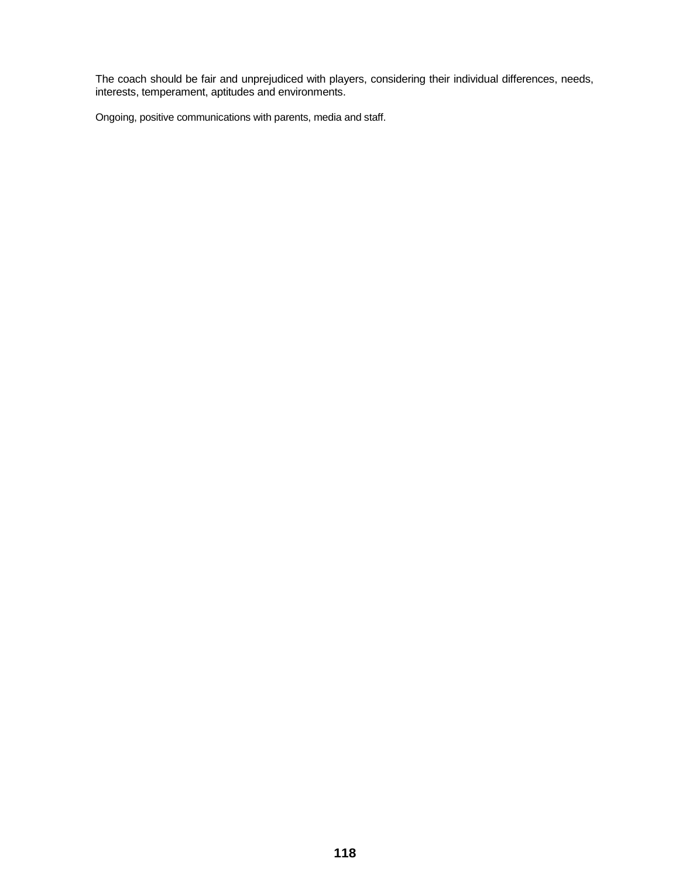The coach should be fair and unprejudiced with players, considering their individual differences, needs, interests, temperament, aptitudes and environments.

Ongoing, positive communications with parents, media and staff.